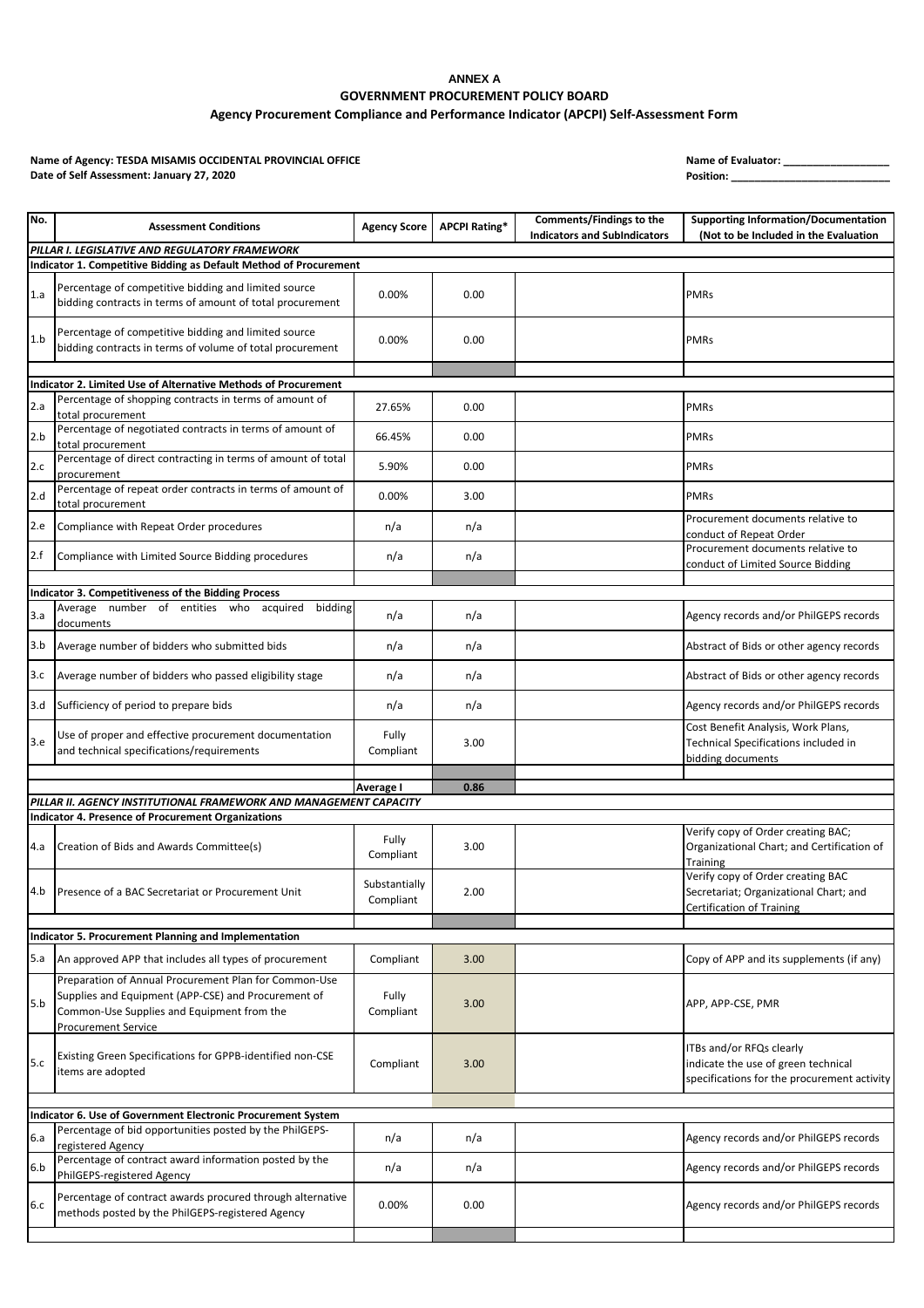**ANNEX A**

**GOVERNMENT PROCUREMENT POLICY BOARD**

**Agency Procurement Compliance and Performance Indicator (APCPI) Self-Assessment Form**

**Name of Agency: TESDA MISAMIS OCCIDENTAL PROVINCIAL OFFICE**
**Date of Self Assessment: January 27, 2020**

**Name of Evaluator:** ___________________
**Position:** ___________________________

| No. | Assessment Conditions | Agency Score | APCPI Rating* | Comments/Findings to the Indicators and SubIndicators | Supporting Information/Documentation (Not to be Included in the Evaluation |
|---|---|---|---|---|---|
| *PILLAR I. LEGISLATIVE AND REGULATORY FRAMEWORK* | | | | | |
| **Indicator 1. Competitive Bidding as Default Method of Procurement** | | | | | |
| 1.a | Percentage of competitive bidding and limited source bidding contracts in terms of amount of total procurement | 0.00% | 0.00 | | PMRs |
| 1.b | Percentage of competitive bidding and limited source bidding contracts in terms of volume of total procurement | 0.00% | 0.00 | | PMRs |
| | | | | | |
| **Indicator 2. Limited Use of Alternative Methods of Procurement** | | | | | |
| 2.a | Percentage of shopping contracts in terms of amount of total procurement | 27.65% | 0.00 | | PMRs |
| 2.b | Percentage of negotiated contracts in terms of amount of total procurement | 66.45% | 0.00 | | PMRs |
| 2.c | Percentage of direct contracting in terms of amount of total procurement | 5.90% | 0.00 | | PMRs |
| 2.d | Percentage of repeat order contracts in terms of amount of total procurement | 0.00% | 3.00 | | PMRs |
| 2.e | Compliance with Repeat Order procedures | n/a | n/a | | Procurement documents relative to conduct of Repeat Order |
| 2.f | Compliance with Limited Source Bidding procedures | n/a | n/a | | Procurement documents relative to conduct of Limited Source Bidding |
| | | | | | |
| **Indicator 3. Competitiveness of the Bidding Process** | | | | | |
| 3.a | Average number of entities who acquired bidding documents | n/a | n/a | | Agency records and/or PhilGEPS records |
| 3.b | Average number of bidders who submitted bids | n/a | n/a | | Abstract of Bids or other agency records |
| 3.c | Average number of bidders who passed eligibility stage | n/a | n/a | | Abstract of Bids or other agency records |
| 3.d | Sufficiency of period to prepare bids | n/a | n/a | | Agency records and/or PhilGEPS records |
| 3.e | Use of proper and effective procurement documentation and technical specifications/requirements | Fully Compliant | 3.00 | | Cost Benefit Analysis, Work Plans, Technical Specifications included in bidding documents |
| | | | | | |
| | | **Average I** | **0.86** | | |
| *PILLAR II. AGENCY INSTITUTIONAL FRAMEWORK AND MANAGEMENT CAPACITY* | | | | | |
| **Indicator 4. Presence of Procurement Organizations** | | | | | |
| 4.a | Creation of Bids and Awards Committee(s) | Fully Compliant | 3.00 | | Verify copy of Order creating BAC; Organizational Chart; and Certification of Training |
| 4.b | Presence of a BAC Secretariat or Procurement Unit | Substantially Compliant | 2.00 | | Verify copy of Order creating BAC Secretariat; Organizational Chart; and Certification of Training |
| | | | | | |
| **Indicator 5. Procurement Planning and Implementation** | | | | | |
| 5.a | An approved APP that includes all types of procurement | Compliant | 3.00 | | Copy of APP and its supplements (if any) |
| 5.b | Preparation of Annual Procurement Plan for Common-Use Supplies and Equipment (APP-CSE) and Procurement of Common-Use Supplies and Equipment from the Procurement Service | Fully Compliant | 3.00 | | APP, APP-CSE, PMR |
| 5.c | Existing Green Specifications for GPPB-identified non-CSE items are adopted | Compliant | 3.00 | | ITBs and/or RFQs clearly indicate the use of green technical specifications for the procurement activity |
| | | | | | |
| **Indicator 6. Use of Government Electronic Procurement System** | | | | | |
| 6.a | Percentage of bid opportunities posted by the PhilGEPS-registered Agency | n/a | n/a | | Agency records and/or PhilGEPS records |
| 6.b | Percentage of contract award information posted by the PhilGEPS-registered Agency | n/a | n/a | | Agency records and/or PhilGEPS records |
| 6.c | Percentage of contract awards procured through alternative methods posted by the PhilGEPS-registered Agency | 0.00% | 0.00 | | Agency records and/or PhilGEPS records |
| | | | | | |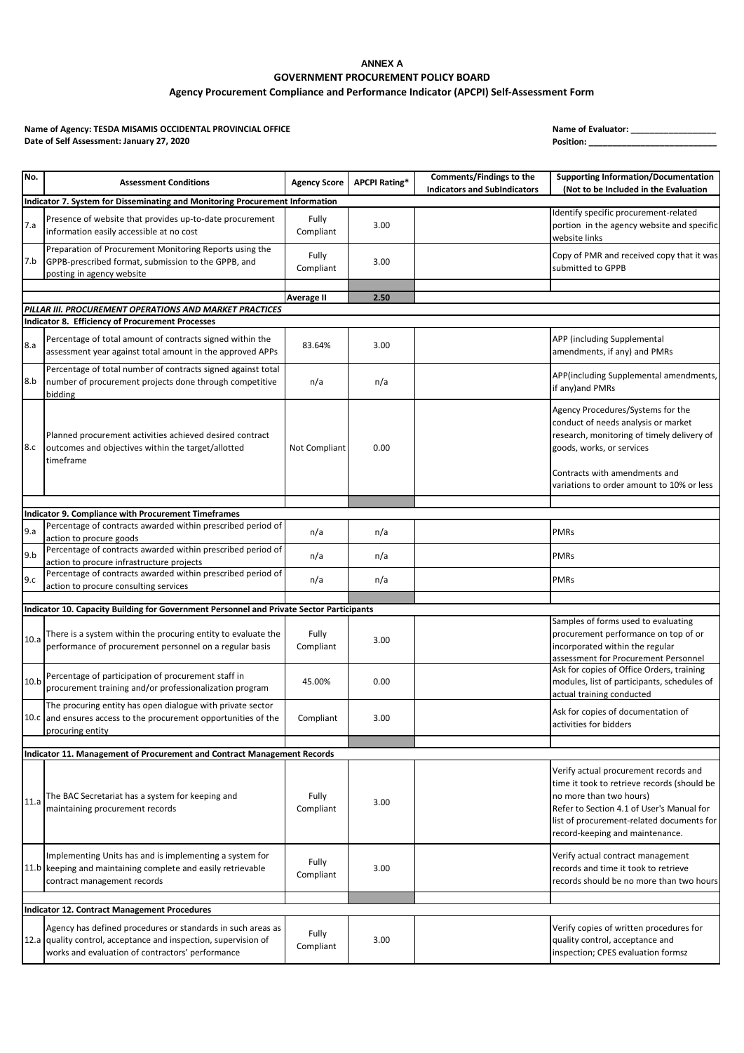**ANNEX A**

**GOVERNMENT PROCUREMENT POLICY BOARD**

**Agency Procurement Compliance and Performance Indicator (APCPI) Self-Assessment Form**

**Name of Agency: TESDA MISAMIS OCCIDENTAL PROVINCIAL OFFICE**
**Date of Self Assessment: January 27, 2020**

**Name of Evaluator: ___________________**
**Position: ___________________________**

| No. | Assessment Conditions | Agency Score | APCPI Rating* | Comments/Findings to the Indicators and SubIndicators | Supporting Information/Documentation (Not to be Included in the Evaluation |
|---|---|---|---|---|---|
| **Indicator 7. System for Disseminating and Monitoring Procurement Information** | | | | | |
| 7.a | Presence of website that provides up-to-date procurement information easily accessible at no cost | Fully Compliant | 3.00 | | Identify specific procurement-related portion in the agency website and specific website links |
| 7.b | Preparation of Procurement Monitoring Reports using the GPPB-prescribed format, submission to the GPPB, and posting in agency website | Fully Compliant | 3.00 | | Copy of PMR and received copy that it was submitted to GPPB |
| | | | | | |
| | | **Average II** | **2.50** | | |
| ***PILLAR III. PROCUREMENT OPERATIONS AND MARKET PRACTICES*** | | | | | |
| **Indicator 8. Efficiency of Procurement Processes** | | | | | |
| 8.a | Percentage of total amount of contracts signed within the assessment year against total amount in the approved APPs | 83.64% | 3.00 | | APP (including Supplemental amendments, if any) and PMRs |
| 8.b | Percentage of total number of contracts signed against total number of procurement projects done through competitive bidding | n/a | n/a | | APP(including Supplemental amendments, if any)and PMRs |
| 8.c | Planned procurement activities achieved desired contract outcomes and objectives within the target/allotted timeframe | Not Compliant | 0.00 | | Agency Procedures/Systems for the conduct of needs analysis or market research, monitoring of timely delivery of goods, works, or services<br><br>Contracts with amendments and variations to order amount to 10% or less |
| | | | | | |
| **Indicator 9. Compliance with Procurement Timeframes** | | | | | |
| 9.a | Percentage of contracts awarded within prescribed period of action to procure goods | n/a | n/a | | PMRs |
| 9.b | Percentage of contracts awarded within prescribed period of action to procure infrastructure projects | n/a | n/a | | PMRs |
| 9.c | Percentage of contracts awarded within prescribed period of action to procure consulting services | n/a | n/a | | PMRs |
| | | | | | |
| **Indicator 10. Capacity Building for Government Personnel and Private Sector Participants** | | | | | |
| 10.a | There is a system within the procuring entity to evaluate the performance of procurement personnel on a regular basis | Fully Compliant | 3.00 | | Samples of forms used to evaluating procurement performance on top of or incorporated within the regular assessment for Procurement Personnel |
| 10.b | Percentage of participation of procurement staff in procurement training and/or professionalization program | 45.00% | 0.00 | | Ask for copies of Office Orders, training modules, list of participants, schedules of actual training conducted |
| 10.c | The procuring entity has open dialogue with private sector and ensures access to the procurement opportunities of the procuring entity | Compliant | 3.00 | | Ask for copies of documentation of activities for bidders |
| | | | | | |
| **Indicator 11. Management of Procurement and Contract Management Records** | | | | | |
| 11.a | The BAC Secretariat has a system for keeping and maintaining procurement records | Fully Compliant | 3.00 | | Verify actual procurement records and time it took to retrieve records (should be no more than two hours)<br>Refer to Section 4.1 of User's Manual for list of procurement-related documents for record-keeping and maintenance. |
| 11.b | Implementing Units has and is implementing a system for keeping and maintaining complete and easily retrievable contract management records | Fully Compliant | 3.00 | | Verify actual contract management records and time it took to retrieve records should be no more than two hours |
| | | | | | |
| **Indicator 12. Contract Management Procedures** | | | | | |
| 12.a | Agency has defined procedures or standards in such areas as quality control, acceptance and inspection, supervision of works and evaluation of contractors' performance | Fully Compliant | 3.00 | | Verify copies of written procedures for quality control, acceptance and inspection; CPES evaluation formsz |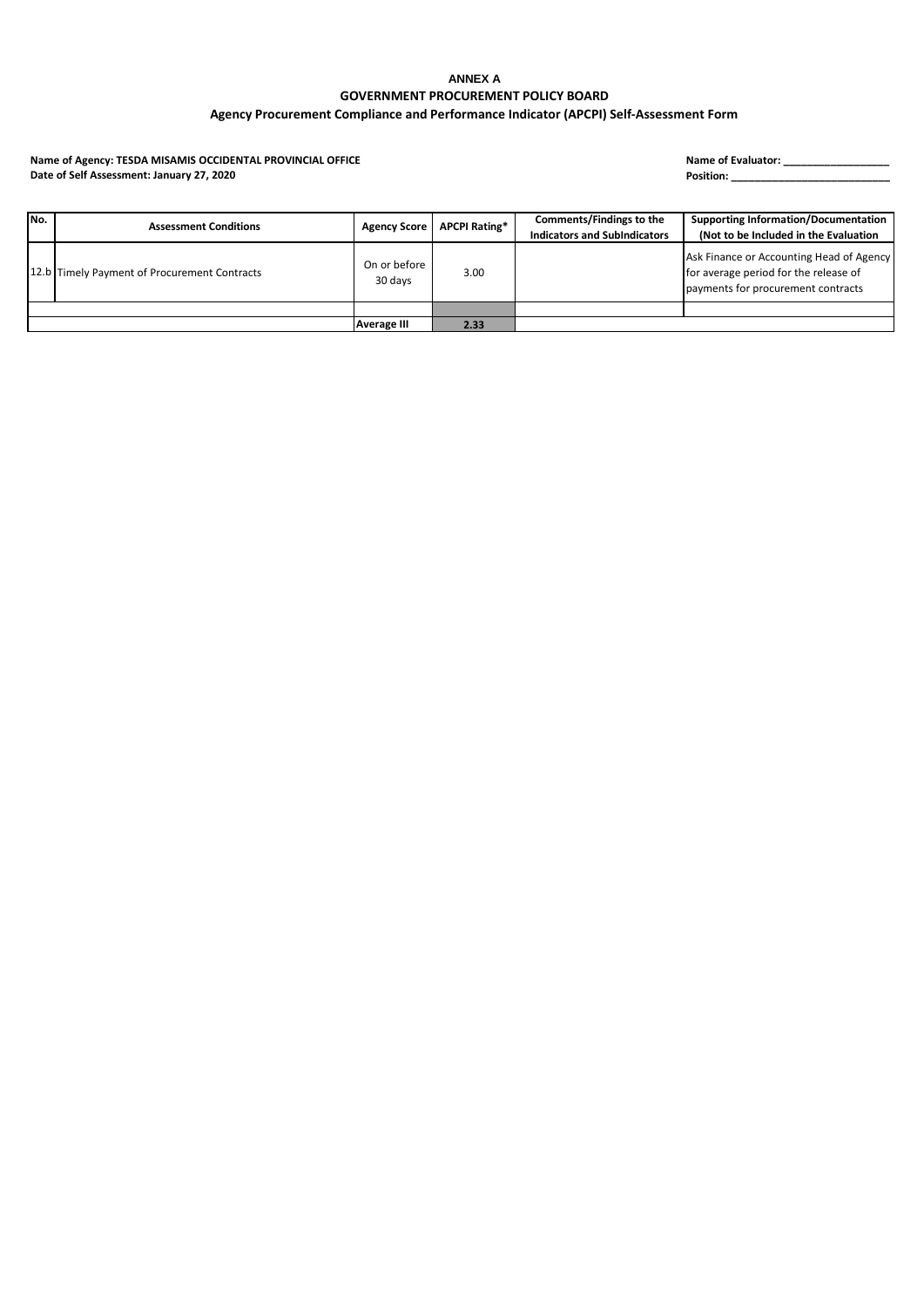**ANNEX A**

**GOVERNMENT PROCUREMENT POLICY BOARD**

**Agency Procurement Compliance and Performance Indicator (APCPI) Self-Assessment Form**

**Name of Agency: TESDA MISAMIS OCCIDENTAL PROVINCIAL OFFICE**
**Date of Self Assessment: January 27, 2020**

**Name of Evaluator: __________________**
**Position: ___________________________**

| No. | Assessment Conditions | Agency Score | APCPI Rating* | Comments/Findings to the Indicators and SubIndicators | Supporting Information/Documentation (Not to be Included in the Evaluation |
|---|---|---|---|---|---|
| 12.b | Timely Payment of Procurement Contracts | On or before 30 days | 3.00 | | Ask Finance or Accounting Head of Agency for average period for the release of payments for procurement contracts |
| | | | | | |
| | | **Average III** | **2.33** | | |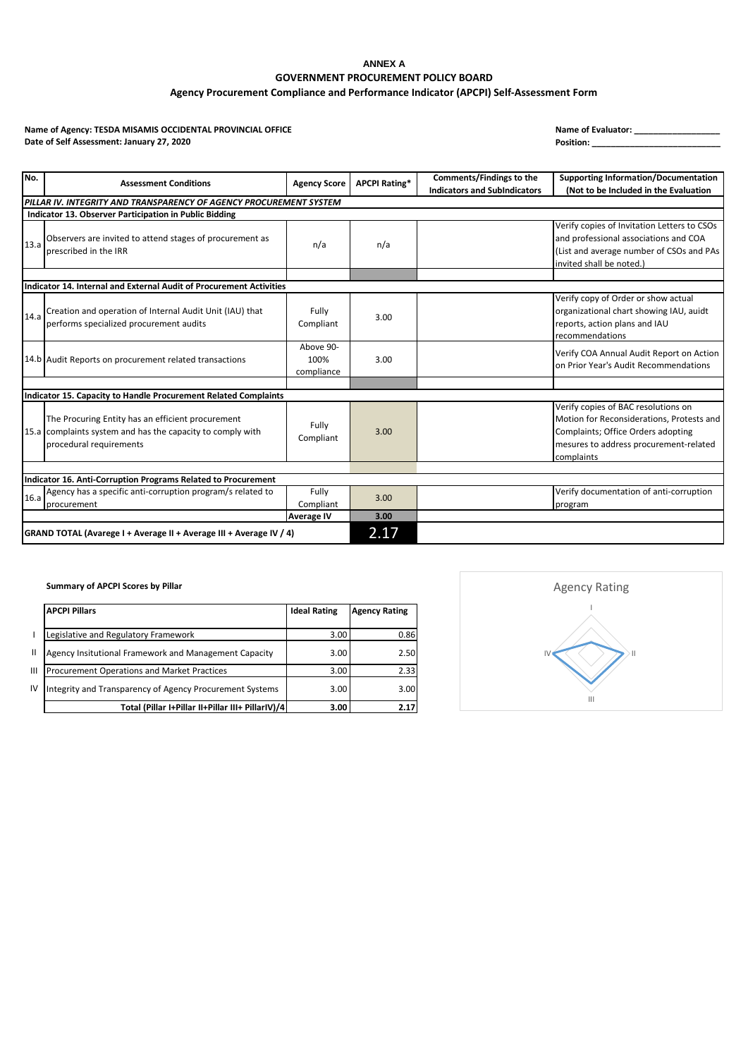**ANNEX A**

**GOVERNMENT PROCUREMENT POLICY BOARD**

**Agency Procurement Compliance and Performance Indicator (APCPI) Self-Assessment Form**

**Name of Agency: TESDA MISAMIS OCCIDENTAL PROVINCIAL OFFICE**
**Date of Self Assessment: January 27, 2020**

**Name of Evaluator: ___________________**
**Position: ___________________________**

| No. | Assessment Conditions | Agency Score | APCPI Rating* | Comments/Findings to the Indicators and SubIndicators | Supporting Information/Documentation (Not to be Included in the Evaluation |
|---|---|---|---|---|---|
| *PILLAR IV. INTEGRITY AND TRANSPARENCY OF AGENCY PROCUREMENT SYSTEM* | | | | | |
| **Indicator 13. Observer Participation in Public Bidding** | | | | | |
| 13.a | Observers are invited to attend stages of procurement as prescribed in the IRR | n/a | n/a | | Verify copies of Invitation Letters to CSOs and professional associations and COA (List and average number of CSOs and PAs invited shall be noted.) |
| | | | | | |
| **Indicator 14. Internal and External Audit of Procurement Activities** | | | | | |
| 14.a | Creation and operation of Internal Audit Unit (IAU) that performs specialized procurement audits | Fully Compliant | 3.00 | | Verify copy of Order or show actual organizational chart showing IAU, auidt reports, action plans and IAU recommendations |
| 14.b | Audit Reports on procurement related transactions | Above 90-100% compliance | 3.00 | | Verify COA Annual Audit Report on Action on Prior Year's Audit Recommendations |
| | | | | | |
| **Indicator 15. Capacity to Handle Procurement Related Complaints** | | | | | |
| 15.a | The Procuring Entity has an efficient procurement complaints system and has the capacity to comply with procedural requirements | Fully Compliant | 3.00 | | Verify copies of BAC resolutions on Motion for Reconsiderations, Protests and Complaints; Office Orders adopting mesures to address procurement-related complaints |
| | | | | | |
| **Indicator 16. Anti-Corruption Programs Related to Procurement** | | | | | |
| 16.a | Agency has a specific anti-corruption program/s related to procurement | Fully Compliant | 3.00 | | Verify documentation of anti-corruption program |
| | | **Average IV** | **3.00** | | |
| **GRAND TOTAL (Avarege I + Average II + Average III + Average IV / 4)** | | | 2.17 | | |

**Summary of APCPI Scores by Pillar**

| | APCPI Pillars | Ideal Rating | Agency Rating |
|---|---|---|---|
| I | Legislative and Regulatory Framework | 3.00 | 0.86 |
| II | Agency Insitutional Framework and Management Capacity | 3.00 | 2.50 |
| III | Procurement Operations and Market Practices | 3.00 | 2.33 |
| IV | Integrity and Transparency of Agency Procurement Systems | 3.00 | 3.00 |
| | **Total (Pillar I+Pillar II+Pillar III+ PillarIV)/4** | **3.00** | **2.17** |

Agency Rating

I

II

III

IV